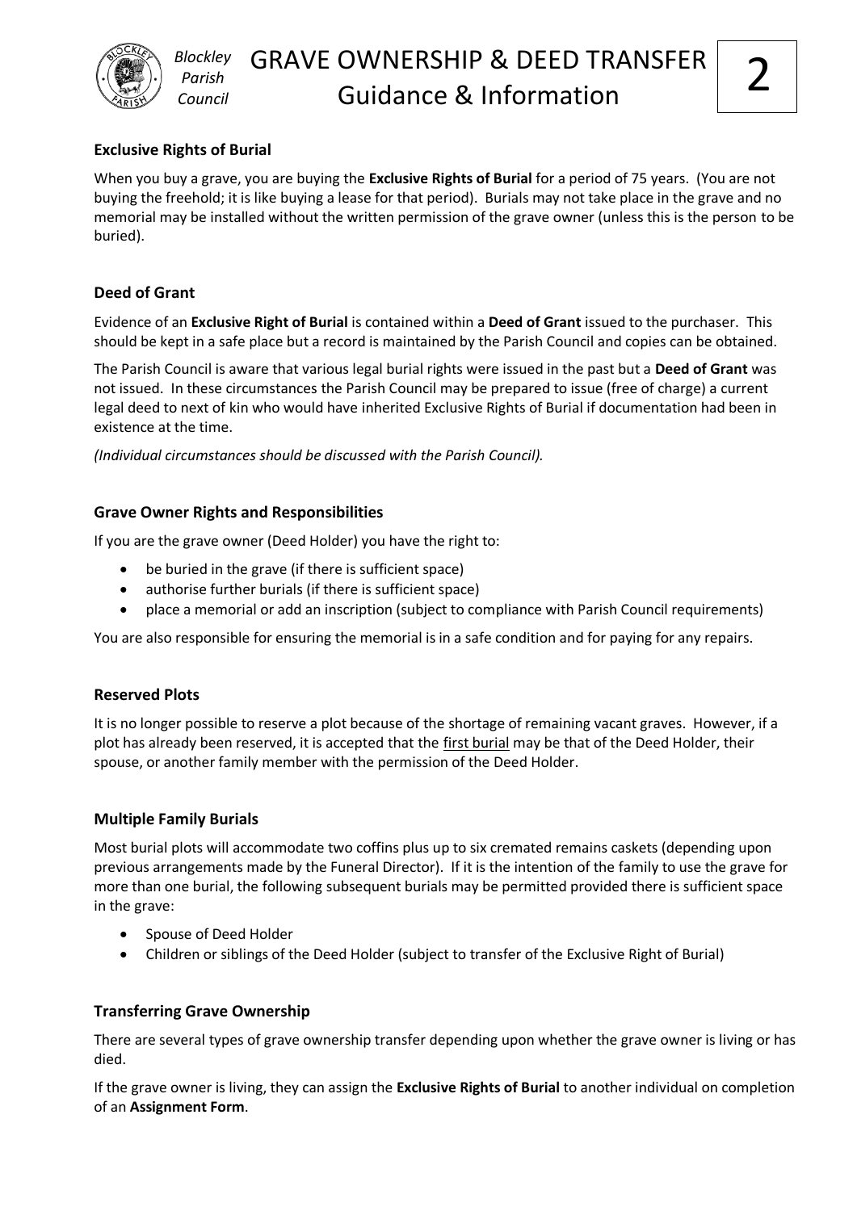# GRAVE OWNERSHIP & DEED TRANSFER Guidance & Information

*Blockley Parish Council*

## Exclusive Rights of Burial

When you buy a grave, you are buying the **Exclusive Rights of Burial** for a period of 75 years. (You are not buying the freehold; it is like buying a lease for that period). Burials may not take place in the grave and no memorial may be installed without the written permission of the grave owner (unless this is the person to be buried).

## Deed of Grant

Evidence of an **Exclusive Right of Burial** is contained within a **Deed of Grant** issued to the purchaser. This should be kept in a safe place but a record is maintained by the Parish Council and copies can be obtained.

The Parish Council is aware that various legal burial rights were issued in the past but a **Deed of Grant** was not issued. In these circumstances the Parish Council may be prepared to issue (free of charge) a current legal deed to next of kin who would have inherited Exclusive Rights of Burial if documentation had been in existence at the time.

*(Individual circumstances should be discussed with the Parish Council).*

## Grave Owner Rights and Responsibilities

If you are the grave owner (Deed Holder) you have the right to:

- be buried in the grave (if there is sufficient space)
- authorise further burials (if there is sufficient space)
- place a memorial or add an inscription (subject to compliance with Parish Council requirements)

You are also responsible for ensuring the memorial is in a safe condition and for paying for any repairs.

## Reserved Plots

It is no longer possible to reserve a plot because of the shortage of remaining vacant graves. However, if a plot has already been reserved, it is accepted that the first burial may be that of the Deed Holder, their spouse, or another family member with the permission of the Deed Holder.

## Multiple Family Burials

Most burial plots will accommodate two coffins plus up to six cremated remains caskets (depending upon previous arrangements made by the Funeral Director). If it is the intention of the family to use the grave for more than one burial, the following subsequent burials may be permitted provided there is sufficient space in the grave:

- Spouse of Deed Holder
- Children or siblings of the Deed Holder (subject to transfer of the Exclusive Right of Burial)

## Transferring Grave Ownership

There are several types of grave ownership transfer depending upon whether the grave owner is living or has died.

If the grave owner is living, they can assign the **Exclusive Rights of Burial** to another individual on completion of an **Assignment Form**.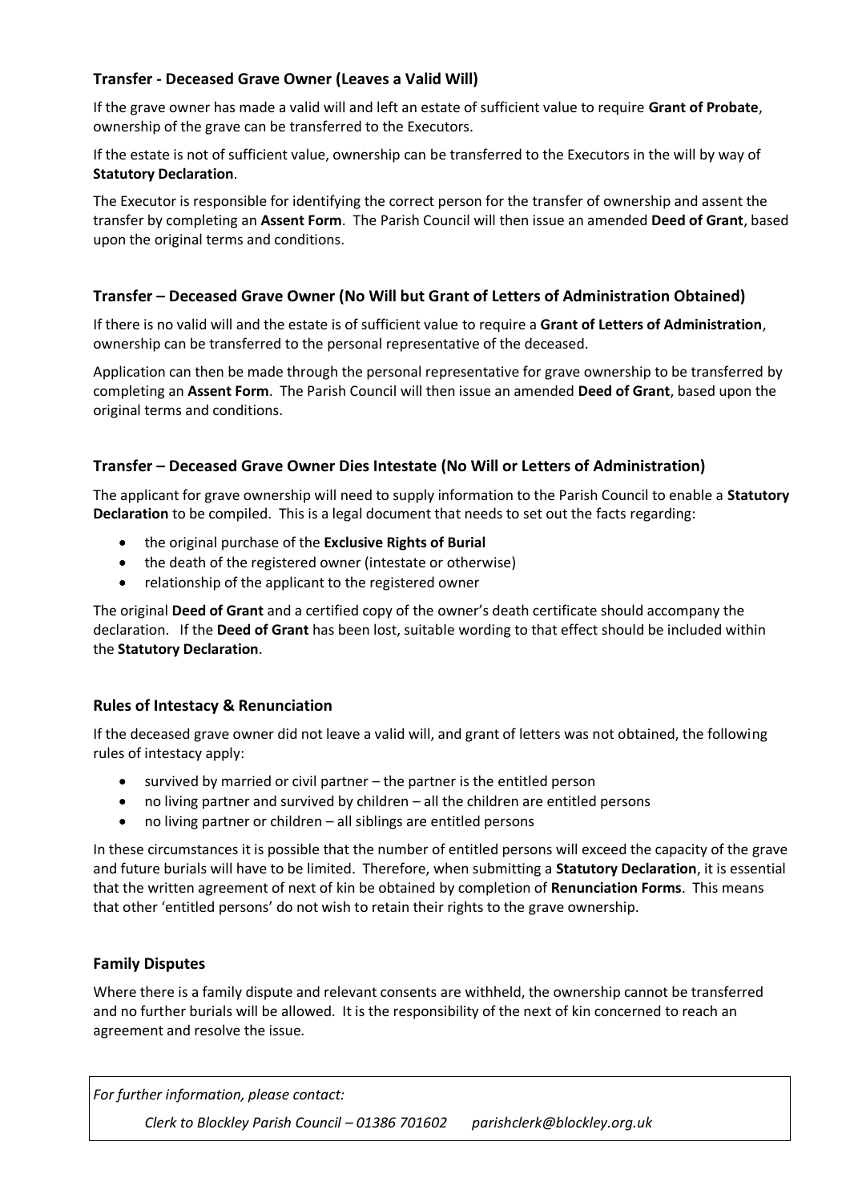### Transfer - Deceased Grave Owner (Leaves a Valid Will)

If the grave owner has made a valid will and left an estate of sufficient value to require **Grant of Probate**, ownership of the grave can be transferred to the Executors.

If the estate is not of sufficient value, ownership can be transferred to the Executors in the will by way of **Statutory Declaration**.

The Executor is responsible for identifying the correct person for the transfer of ownership and assent the transfer by completing an **Assent Form**. The Parish Council will then issue an amended **Deed of Grant**, based upon the original terms and conditions.

### Transfer – Deceased Grave Owner (No Will but Grant of Letters of Administration Obtained)

If there is no valid will and the estate is of sufficient value to require a **Grant of Letters of Administration**, ownership can be transferred to the personal representative of the deceased.

Application can then be made through the personal representative for grave ownership to be transferred by completing an **Assent Form**. The Parish Council will then issue an amended **Deed of Grant**, based upon the original terms and conditions.

### Transfer – Deceased Grave Owner Dies Intestate (No Will or Letters of Administration)

The applicant for grave ownership will need to supply information to the Parish Council to enable a **Statutory Declaration** to be compiled. This is a legal document that needs to set out the facts regarding:

- the original purchase of the **Exclusive Rights of Burial**
- the death of the registered owner (intestate or otherwise)
- relationship of the applicant to the registered owner

The original **Deed of Grant** and a certified copy of the owner's death certificate should accompany the declaration. If the **Deed of Grant** has been lost, suitable wording to that effect should be included within the **Statutory Declaration**.

### Rules of Intestacy & Renunciation

If the deceased grave owner did not leave a valid will, and grant of letters was not obtained, the following rules of intestacy apply:

- survived by married or civil partner – the partner is the entitled person
- no living partner and survived by children – all the children are entitled persons
- no living partner or children – all siblings are entitled persons

In these circumstances it is possible that the number of entitled persons will exceed the capacity of the grave and future burials will have to be limited. Therefore, when submitting a **Statutory Declaration**, it is essential that the written agreement of next of kin be obtained by completion of **Renunciation Forms**. This means that other 'entitled persons' do not wish to retain their rights to the grave ownership.

### Family Disputes

Where there is a family dispute and relevant consents are withheld, the ownership cannot be transferred and no further burials will be allowed. It is the responsibility of the next of kin concerned to reach an agreement and resolve the issue.

*For further information, please contact:*

*Clerk to Blockley Parish Council – 01386 701602 parishclerk@blockley.org.uk*